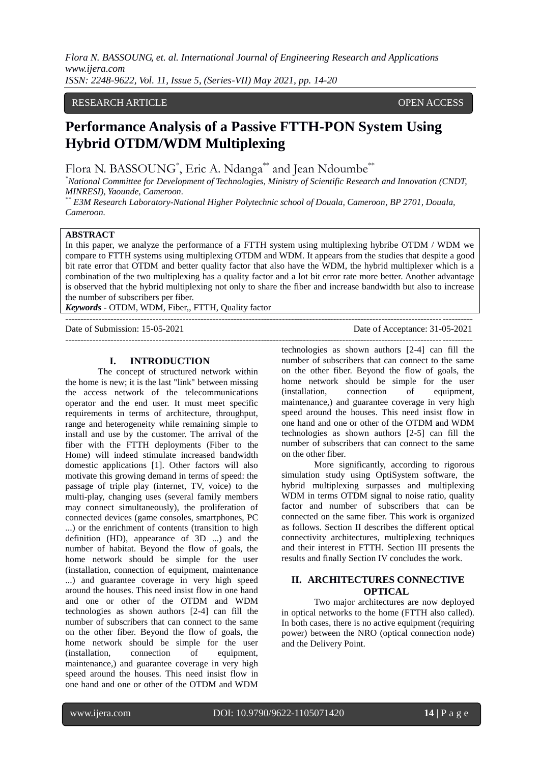RESEARCH ARTICLE OPEN ACCESS

# Performance Analysis of a Passive FTTH-PON System Using Hybrid OTDM/WDM Multiplexing

Flora N. BASSOUNG[*], Eric A. Ndanga[**] and Jean Ndoumbe[**]

[*]*National Committee for Development of Technologies, Ministry of Scientific Research and Innovation (CNDT, MINRESI), Yaounde, Cameroon.*

[**] *E3M Research Laboratory-National Higher Polytechnic school of Douala, Cameroon, BP 2701, Douala, Cameroon.*

**ABSTRACT**

In this paper, we analyze the performance of a FTTH system using multiplexing hybribe OTDM / WDM we compare to FTTH systems using multiplexing OTDM and WDM. It appears from the studies that despite a good bit rate error that OTDM and better quality factor that also have the WDM, the hybrid multiplexer which is a combination of the two multiplexing has a quality factor and a lot bit error rate more better. Another advantage is observed that the hybrid multiplexing not only to share the fiber and increase bandwidth but also to increase the number of subscribers per fiber.

***Keywords*** - OTDM, WDM, Fiber,, FTTH, Quality factor

---

Date of Submission: 15-05-2021 Date of Acceptance: 31-05-2021

---

## I. INTRODUCTION

The concept of structured network within the home is new; it is the last "link" between missing the access network of the telecommunications operator and the end user. It must meet specific requirements in terms of architecture, throughput, range and heterogeneity while remaining simple to install and use by the customer. The arrival of the fiber with the FTTH deployments (Fiber to the Home) will indeed stimulate increased bandwidth domestic applications [1]. Other factors will also motivate this growing demand in terms of speed: the passage of triple play (internet, TV, voice) to the multi-play, changing uses (several family members may connect simultaneously), the proliferation of connected devices (game consoles, smartphones, PC ...) or the enrichment of contents (transition to high definition (HD), appearance of 3D ...) and the number of habitat. Beyond the flow of goals, the home network should be simple for the user (installation, connection of equipment, maintenance ...) and guarantee coverage in very high speed around the houses. This need insist flow in one hand and one or other of the OTDM and WDM technologies as shown authors [2-4] can fill the number of subscribers that can connect to the same on the other fiber. Beyond the flow of goals, the home network should be simple for the user (installation, connection of equipment, maintenance,) and guarantee coverage in very high speed around the houses. This need insist flow in one hand and one or other of the OTDM and WDM technologies as shown authors [2-4] can fill the number of subscribers that can connect to the same on the other fiber. Beyond the flow of goals, the home network should be simple for the user (installation, connection of equipment, maintenance,) and guarantee coverage in very high speed around the houses. This need insist flow in one hand and one or other of the OTDM and WDM technologies as shown authors [2-5] can fill the number of subscribers that can connect to the same on the other fiber.

More significantly, according to rigorous simulation study using OptiSystem software, the hybrid multiplexing surpasses and multiplexing WDM in terms OTDM signal to noise ratio, quality factor and number of subscribers that can be connected on the same fiber. This work is organized as follows. Section II describes the different optical connectivity architectures, multiplexing techniques and their interest in FTTH. Section III presents the results and finally Section IV concludes the work.

## II. ARCHITECTURES CONNECTIVE OPTICAL

Two major architectures are now deployed in optical networks to the home (FTTH also called). In both cases, there is no active equipment (requiring power) between the NRO (optical connection node) and the Delivery Point.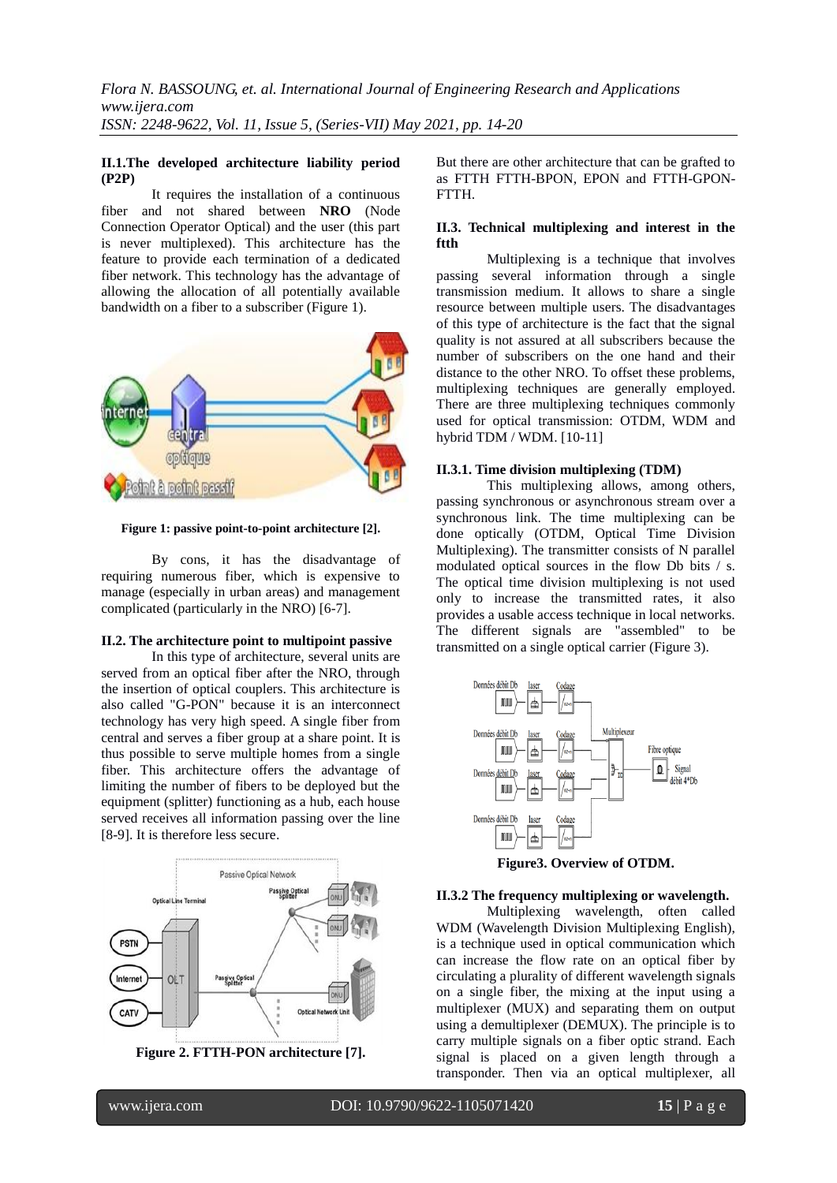### II.1.The developed architecture liability period (P2P)

It requires the installation of a continuous fiber and not shared between **NRO** (Node Connection Operator Optical) and the user (this part is never multiplexed). This architecture has the feature to provide each termination of a dedicated fiber network. This technology has the advantage of allowing the allocation of all potentially available bandwidth on a fiber to a subscriber (Figure 1).

**Figure 1: passive point-to-point architecture [2].**

By cons, it has the disadvantage of requiring numerous fiber, which is expensive to manage (especially in urban areas) and management complicated (particularly in the NRO) [6-7].

### II.2. The architecture point to multipoint passive

In this type of architecture, several units are served from an optical fiber after the NRO, through the insertion of optical couplers. This architecture is also called "G-PON" because it is an interconnect technology has very high speed. A single fiber from central and serves a fiber group at a share point. It is thus possible to serve multiple homes from a single fiber. This architecture offers the advantage of limiting the number of fibers to be deployed but the equipment (splitter) functioning as a hub, each house served receives all information passing over the line [8-9]. It is therefore less secure.

**Figure 2. FTTH-PON architecture [7].**

But there are other architecture that can be grafted to as FTTH FTTH-BPON, EPON and FTTH-GPON-FTTH.

### II.3. Technical multiplexing and interest in the ftth

Multiplexing is a technique that involves passing several information through a single transmission medium. It allows to share a single resource between multiple users. The disadvantages of this type of architecture is the fact that the signal quality is not assured at all subscribers because the number of subscribers on the one hand and their distance to the other NRO. To offset these problems, multiplexing techniques are generally employed. There are three multiplexing techniques commonly used for optical transmission: OTDM, WDM and hybrid TDM / WDM. [10-11]

### II.3.1. Time division multiplexing (TDM)

This multiplexing allows, among others, passing synchronous or asynchronous stream over a synchronous link. The time multiplexing can be done optically (OTDM, Optical Time Division Multiplexing). The transmitter consists of N parallel modulated optical sources in the flow Db bits / s. The optical time division multiplexing is not used only to increase the transmitted rates, it also provides a usable access technique in local networks. The different signals are "assembled" to be transmitted on a single optical carrier (Figure 3).

**Figure3. Overview of OTDM.**

### II.3.2 The frequency multiplexing or wavelength.

Multiplexing wavelength, often called WDM (Wavelength Division Multiplexing English), is a technique used in optical communication which can increase the flow rate on an optical fiber by circulating a plurality of different wavelength signals on a single fiber, the mixing at the input using a multiplexer (MUX) and separating them on output using a demultiplexer (DEMUX). The principle is to carry multiple signals on a fiber optic strand. Each signal is placed on a given length through a transponder. Then via an optical multiplexer, all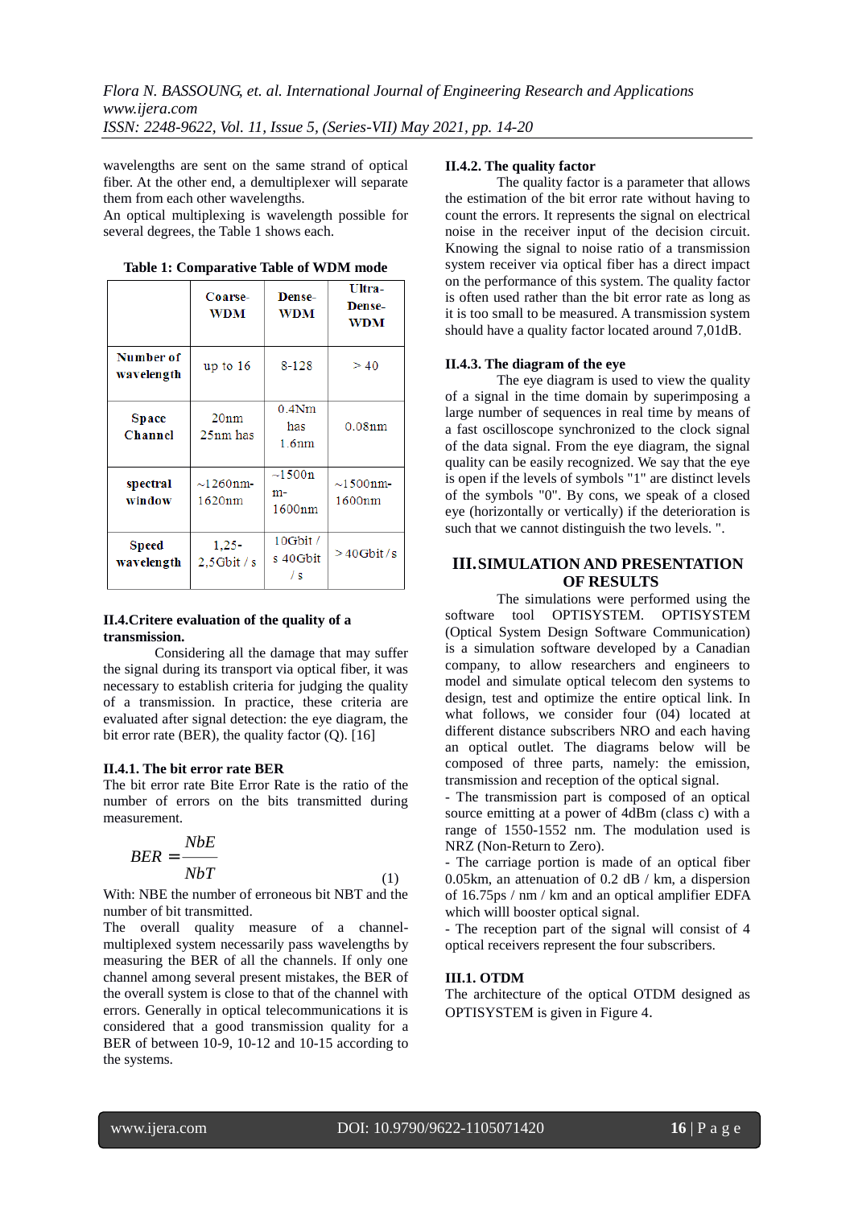wavelengths are sent on the same strand of optical fiber. At the other end, a demultiplexer will separate them from each other wavelengths.
An optical multiplexing is wavelength possible for several degrees, the Table 1 shows each.

**Table 1: Comparative Table of WDM mode**

| | Coarse-WDM | Dense-WDM | Ultra-Dense-WDM |
|---|---|---|---|
| **Number of wavelength** | up to 16 | 8-128 | > 40 |
| **Space Channel** | 20nm 25nm has | 0.4Nm has 1.6nm | 0.08nm |
| **spectral window** | ~1260nm-1620nm | ~1500nm-1600nm | ~1500nm-1600nm |
| **Speed wavelength** | 1,25-2,5Gbit / s | 10Gbit / s 40Gbit / s | > 40Gbit / s |

### II.4.Critere evaluation of the quality of a transmission.

Considering all the damage that may suffer the signal during its transport via optical fiber, it was necessary to establish criteria for judging the quality of a transmission. In practice, these criteria are evaluated after signal detection: the eye diagram, the bit error rate (BER), the quality factor (Q). [16]

#### II.4.1. The bit error rate BER

The bit error rate Bite Error Rate is the ratio of the number of errors on the bits transmitted during measurement.

$$BER = \frac{NbE}{NbT} \tag{1}$$

With: NBE the number of erroneous bit NBT and the number of bit transmitted.
The overall quality measure of a channel-multiplexed system necessarily pass wavelengths by measuring the BER of all the channels. If only one channel among several present mistakes, the BER of the overall system is close to that of the channel with errors. Generally in optical telecommunications it is considered that a good transmission quality for a BER of between 10-9, 10-12 and 10-15 according to the systems.

#### II.4.2. The quality factor

The quality factor is a parameter that allows the estimation of the bit error rate without having to count the errors. It represents the signal on electrical noise in the receiver input of the decision circuit. Knowing the signal to noise ratio of a transmission system receiver via optical fiber has a direct impact on the performance of this system. The quality factor is often used rather than the bit error rate as long as it is too small to be measured. A transmission system should have a quality factor located around 7,01dB.

#### II.4.3. The diagram of the eye

The eye diagram is used to view the quality of a signal in the time domain by superimposing a large number of sequences in real time by means of a fast oscilloscope synchronized to the clock signal of the data signal. From the eye diagram, the signal quality can be easily recognized. We say that the eye is open if the levels of symbols "1" are distinct levels of the symbols "0". By cons, we speak of a closed eye (horizontally or vertically) if the deterioration is such that we cannot distinguish the two levels. ".

## III. SIMULATION AND PRESENTATION OF RESULTS

The simulations were performed using the software tool OPTISYSTEM. OPTISYSTEM (Optical System Design Software Communication) is a simulation software developed by a Canadian company, to allow researchers and engineers to model and simulate optical telecom den systems to design, test and optimize the entire optical link. In what follows, we consider four (04) located at different distance subscribers NRO and each having an optical outlet. The diagrams below will be composed of three parts, namely: the emission, transmission and reception of the optical signal.

- The transmission part is composed of an optical source emitting at a power of 4dBm (class c) with a range of 1550-1552 nm. The modulation used is NRZ (Non-Return to Zero).
- The carriage portion is made of an optical fiber 0.05km, an attenuation of 0.2 dB / km, a dispersion of 16.75ps / nm / km and an optical amplifier EDFA which willl booster optical signal.
- The reception part of the signal will consist of 4 optical receivers represent the four subscribers.

### III.1. OTDM

The architecture of the optical OTDM designed as OPTISYSTEM is given in Figure 4.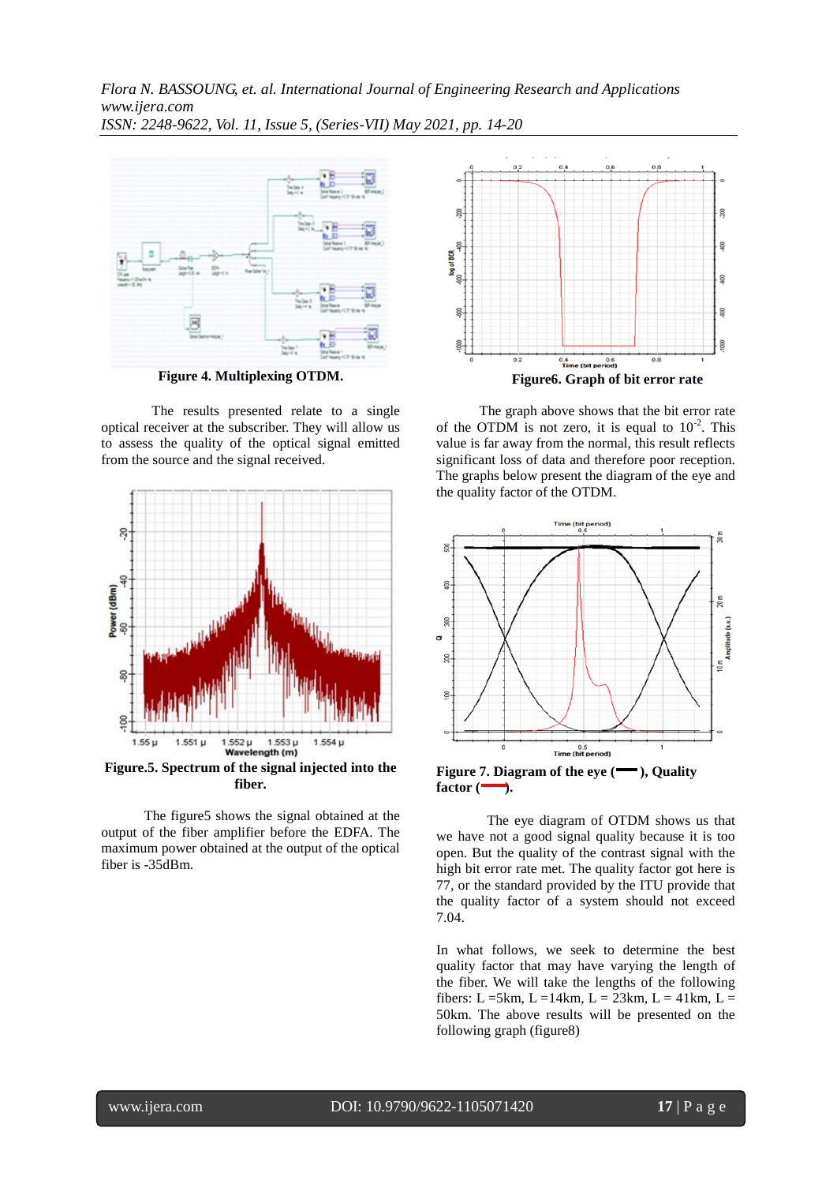**Figure 4. Multiplexing OTDM.**

The results presented relate to a single optical receiver at the subscriber. They will allow us to assess the quality of the optical signal emitted from the source and the signal received.

**Figure.5. Spectrum of the signal injected into the fiber.**

The figure5 shows the signal obtained at the output of the fiber amplifier before the EDFA. The maximum power obtained at the output of the optical fiber is -35dBm.

**Figure6. Graph of bit error rate**

The graph above shows that the bit error rate of the OTDM is not zero, it is equal to $10^{-2}$. This value is far away from the normal, this result reflects significant loss of data and therefore poor reception. The graphs below present the diagram of the eye and the quality factor of the OTDM.

**Figure 7. Diagram of the eye (▬), Quality factor (▬).**

The eye diagram of OTDM shows us that we have not a good signal quality because it is too open. But the quality of the contrast signal with the high bit error rate met. The quality factor got here is 77, or the standard provided by the ITU provide that the quality factor of a system should not exceed 7.04.

In what follows, we seek to determine the best quality factor that may have varying the length of the fiber. We will take the lengths of the following fibers: L =5km, L =14km, L = 23km, L = 41km, L = 50km. The above results will be presented on the following graph (figure8)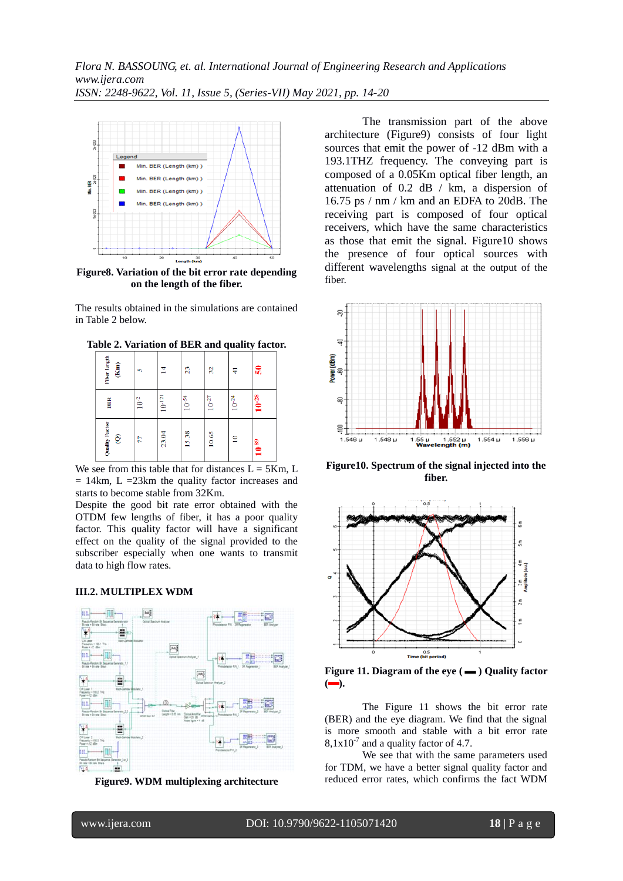**Figure8. Variation of the bit error rate depending on the length of the fiber.**

The results obtained in the simulations are contained in Table 2 below.

**Table 2. Variation of BER and quality factor.**

| Fiber length (Km) | 5 | 14 | 23 | 32 | 41 | **50** |
|---|---|---|---|---|---|---|
| BER | $10^{-2}$ | $10^{-121}$ | $10^{-54}$ | $10^{-27}$ | $10^{-24}$ | $\mathbf{10^{-28}}$ |
| Quality factor (Q) | 77 | 23,04 | 15,38 | 10,65 | 10 | $\mathbf{10^{-89}}$ |

We see from this table that for distances L = 5Km, L = 14km, L =23km the quality factor increases and starts to become stable from 32Km.

Despite the good bit rate error obtained with the OTDM few lengths of fiber, it has a poor quality factor. This quality factor will have a significant effect on the quality of the signal provided to the subscriber especially when one wants to transmit data to high flow rates.

### III.2. MULTIPLEX WDM

**Figure9. WDM multiplexing architecture**

The transmission part of the above architecture (Figure9) consists of four light sources that emit the power of -12 dBm with a 193.1THZ frequency. The conveying part is composed of a 0.05Km optical fiber length, an attenuation of 0.2 dB / km, a dispersion of 16.75 ps / nm / km and an EDFA to 20dB. The receiving part is composed of four optical receivers, which have the same characteristics as those that emit the signal. Figure10 shows the presence of four optical sources with different wavelengths signal at the output of the fiber.

**Figure10. Spectrum of the signal injected into the fiber.**

**Figure 11. Diagram of the eye (▬) Quality factor (▬).**

The Figure 11 shows the bit error rate (BER) and the eye diagram. We find that the signal is more smooth and stable with a bit error rate $8{,}1\times10^{-7}$ and a quality factor of 4.7.

We see that with the same parameters used for TDM, we have a better signal quality factor and reduced error rates, which confirms the fact WDM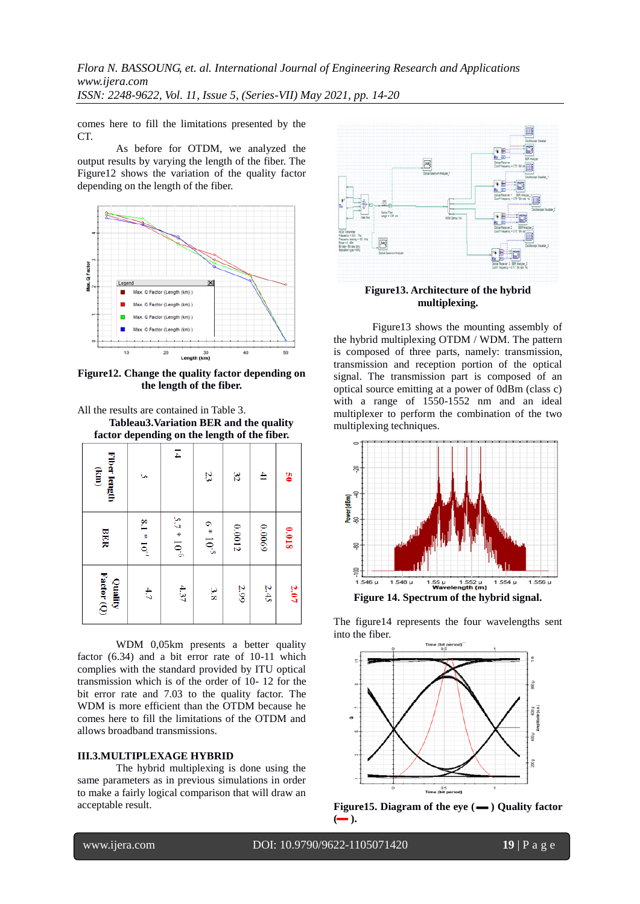comes here to fill the limitations presented by the CT.

As before for OTDM, we analyzed the output results by varying the length of the fiber. The Figure12 shows the variation of the quality factor depending on the length of the fiber.

**Figure12. Change the quality factor depending on the length of the fiber.**

All the results are contained in Table 3.

**Tableau3.Variation BER and the quality factor depending on the length of the fiber.**

| Fiber length (km) | BER | Quality Factor (Q) |
|---|---|---|
| 5 | $8.1 * 10^{-7}$ | 4.7 |
| 14 | $5.7 * 10^{-6}$ | 4.37 |
| 23 | $6 * 10^{-5}$ | 3.8 |
| 32 | 0.0012 | 2.99 |
| 41 | 0.0069 | 2.45 |
| 50 | 0.018 | 2.07 |

WDM 0,05km presents a better quality factor (6.34) and a bit error rate of 10-11 which complies with the standard provided by ITU optical transmission which is of the order of 10- 12 for the bit error rate and 7.03 to the quality factor. The WDM is more efficient than the OTDM because he comes here to fill the limitations of the OTDM and allows broadband transmissions.

### III.3.MULTIPLEXAGE HYBRID

The hybrid multiplexing is done using the same parameters as in previous simulations in order to make a fairly logical comparison that will draw an acceptable result.

**Figure13. Architecture of the hybrid multiplexing.**

Figure13 shows the mounting assembly of the hybrid multiplexing OTDM / WDM. The pattern is composed of three parts, namely: transmission, transmission and reception portion of the optical signal. The transmission part is composed of an optical source emitting at a power of 0dBm (class c) with a range of 1550-1552 nm and an ideal multiplexer to perform the combination of the two multiplexing techniques.

**Figure 14. Spectrum of the hybrid signal.**

The figure14 represents the four wavelengths sent into the fiber.

**Figure15. Diagram of the eye (▬) Quality factor (▬).**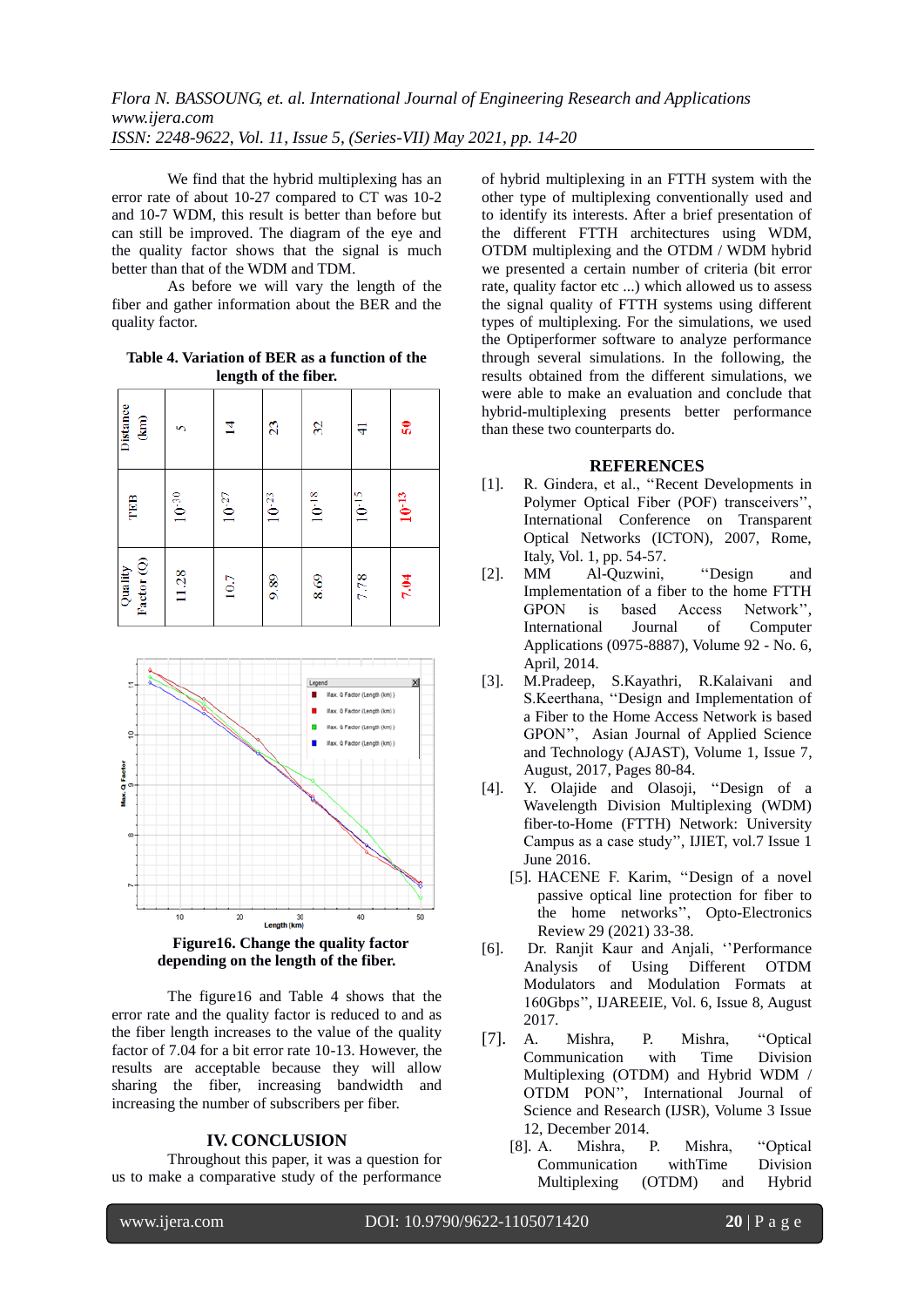We find that the hybrid multiplexing has an error rate of about 10-27 compared to CT was 10-2 and 10-7 WDM, this result is better than before but can still be improved. The diagram of the eye and the quality factor shows that the signal is much better than that of the WDM and TDM.

As before we will vary the length of the fiber and gather information about the BER and the quality factor.

**Table 4. Variation of BER as a function of the length of the fiber.**

| Distance (km) | 5 | 14 | 23 | 32 | 41 | 50 |
|---|---|---|---|---|---|---|
| TEB | $10^{-30}$ | $10^{-27}$ | $10^{-23}$ | $10^{-18}$ | $10^{-15}$ | $10^{-13}$ |
| Quality Factor (Q) | 11.28 | 10.7 | 9.89 | 8.69 | 7.78 | 7.04 |

**Figure16. Change the quality factor depending on the length of the fiber.**

The figure16 and Table 4 shows that the error rate and the quality factor is reduced to and as the fiber length increases to the value of the quality factor of 7.04 for a bit error rate 10-13. However, the results are acceptable because they will allow sharing the fiber, increasing bandwidth and increasing the number of subscribers per fiber.

## IV. CONCLUSION

Throughout this paper, it was a question for us to make a comparative study of the performance of hybrid multiplexing in an FTTH system with the other type of multiplexing conventionally used and to identify its interests. After a brief presentation of the different FTTH architectures using WDM, OTDM multiplexing and the OTDM / WDM hybrid we presented a certain number of criteria (bit error rate, quality factor etc ...) which allowed us to assess the signal quality of FTTH systems using different types of multiplexing. For the simulations, we used the Optiperformer software to analyze performance through several simulations. In the following, the results obtained from the different simulations, we were able to make an evaluation and conclude that hybrid-multiplexing presents better performance than these two counterparts do.

## REFERENCES

[1]. R. Gindera, et al., ''Recent Developments in Polymer Optical Fiber (POF) transceivers'', International Conference on Transparent Optical Networks (ICTON), 2007, Rome, Italy, Vol. 1, pp. 54-57.

[2]. MM Al-Quzwini, ''Design and Implementation of a fiber to the home FTTH GPON is based Access Network'', International Journal of Computer Applications (0975-8887), Volume 92 - No. 6, April, 2014.

[3]. M.Pradeep, S.Kayathri, R.Kalaivani and S.Keerthana, ''Design and Implementation of a Fiber to the Home Access Network is based GPON'', Asian Journal of Applied Science and Technology (AJAST), Volume 1, Issue 7, August, 2017, Pages 80-84.

[4]. Y. Olajide and Olasoji, ''Design of a Wavelength Division Multiplexing (WDM) fiber-to-Home (FTTH) Network: University Campus as a case study'', IJIET, vol.7 Issue 1 June 2016.

[5]. HACENE F. Karim, ''Design of a novel passive optical line protection for fiber to the home networks'', Opto-Electronics Review 29 (2021) 33-38.

[6]. Dr. Ranjit Kaur and Anjali, ''Performance Analysis of Using Different OTDM Modulators and Modulation Formats at 160Gbps'', IJAREEIE, Vol. 6, Issue 8, August 2017.

[7]. A. Mishra, P. Mishra, ''Optical Communication with Time Division Multiplexing (OTDM) and Hybrid WDM / OTDM PON'', International Journal of Science and Research (IJSR), Volume 3 Issue 12, December 2014.

[8]. A. Mishra, P. Mishra, ''Optical Communication withTime Division Multiplexing (OTDM) and Hybrid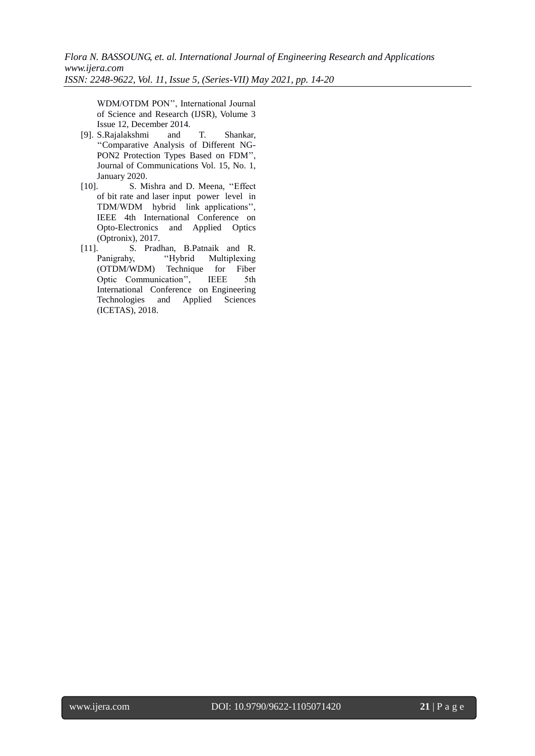WDM/OTDM PON'', International Journal of Science and Research (IJSR), Volume 3 Issue 12, December 2014.

[9]. S.Rajalakshmi and T. Shankar, ''Comparative Analysis of Different NG-PON2 Protection Types Based on FDM'', Journal of Communications Vol. 15, No. 1, January 2020.

[10]. S. Mishra and D. Meena, ''Effect of bit rate and laser input power level in TDM/WDM hybrid link applications'', IEEE 4th International Conference on Opto-Electronics and Applied Optics (Optronix), 2017.

[11]. S. Pradhan, B.Patnaik and R. Panigrahy, ''Hybrid Multiplexing (OTDM/WDM) Technique for Fiber Optic Communication'', IEEE 5th International Conference on Engineering Technologies and Applied Sciences (ICETAS), 2018.